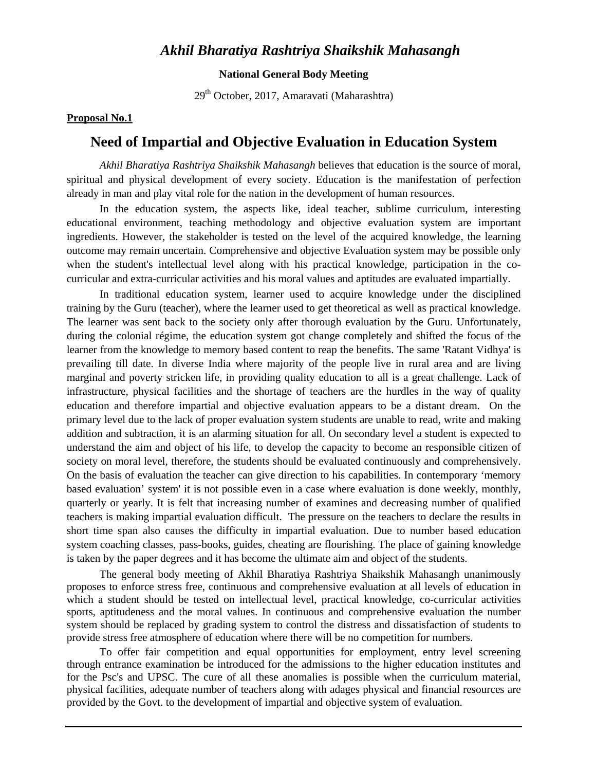# *Akhil Bharatiya Rashtriya Shaikshik Mahasangh*

**National General Body Meeting**

29th October, 2017, Amaravati (Maharashtra)

**Proposal No.1**

## Need of Impartial and Objective Evaluation in Education System

*Akhil Bharatiya Rashtriya Shaikshik Mahasangh* believes that education is the source of moral, spiritual and physical development of every society. Education is the manifestation of perfection already in man and play vital role for the nation in the development of human resources.

In the education system, the aspects like, ideal teacher, sublime curriculum, interesting educational environment, teaching methodology and objective evaluation system are important ingredients. However, the stakeholder is tested on the level of the acquired knowledge, the learning outcome may remain uncertain. Comprehensive and objective Evaluation system may be possible only when the student's intellectual level along with his practical knowledge, participation in the co-curricular and extra-curricular activities and his moral values and aptitudes are evaluated impartially.

In traditional education system, learner used to acquire knowledge under the disciplined training by the Guru (teacher), where the learner used to get theoretical as well as practical knowledge. The learner was sent back to the society only after thorough evaluation by the Guru. Unfortunately, during the colonial régime, the education system got change completely and shifted the focus of the learner from the knowledge to memory based content to reap the benefits. The same 'Ratant Vidhya' is prevailing till date. In diverse India where majority of the people live in rural area and are living marginal and poverty stricken life, in providing quality education to all is a great challenge. Lack of infrastructure, physical facilities and the shortage of teachers are the hurdles in the way of quality education and therefore impartial and objective evaluation appears to be a distant dream. On the primary level due to the lack of proper evaluation system students are unable to read, write and making addition and subtraction, it is an alarming situation for all. On secondary level a student is expected to understand the aim and object of his life, to develop the capacity to become an responsible citizen of society on moral level, therefore, the students should be evaluated continuously and comprehensively. On the basis of evaluation the teacher can give direction to his capabilities. In contemporary 'memory based evaluation' system' it is not possible even in a case where evaluation is done weekly, monthly, quarterly or yearly. It is felt that increasing number of examines and decreasing number of qualified teachers is making impartial evaluation difficult. The pressure on the teachers to declare the results in short time span also causes the difficulty in impartial evaluation. Due to number based education system coaching classes, pass-books, guides, cheating are flourishing. The place of gaining knowledge is taken by the paper degrees and it has become the ultimate aim and object of the students.

The general body meeting of Akhil Bharatiya Rashtriya Shaikshik Mahasangh unanimously proposes to enforce stress free, continuous and comprehensive evaluation at all levels of education in which a student should be tested on intellectual level, practical knowledge, co-curricular activities sports, aptitudeness and the moral values. In continuous and comprehensive evaluation the number system should be replaced by grading system to control the distress and dissatisfaction of students to provide stress free atmosphere of education where there will be no competition for numbers.

To offer fair competition and equal opportunities for employment, entry level screening through entrance examination be introduced for the admissions to the higher education institutes and for the Psc's and UPSC. The cure of all these anomalies is possible when the curriculum material, physical facilities, adequate number of teachers along with adages physical and financial resources are provided by the Govt. to the development of impartial and objective system of evaluation.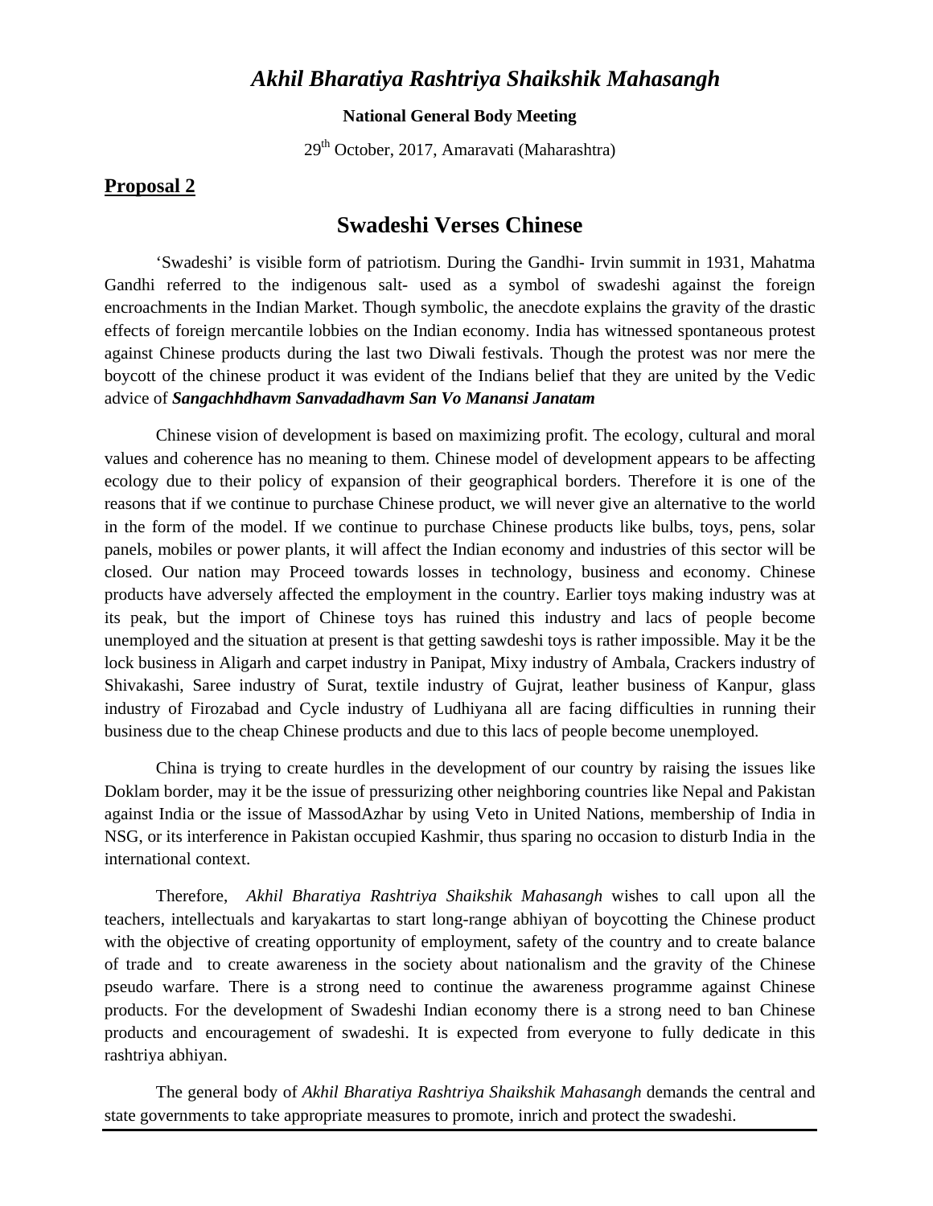# *Akhil Bharatiya Rashtriya Shaikshik Mahasangh*

**National General Body Meeting**

29th October, 2017, Amaravati (Maharashtra)

## Proposal 2

## Swadeshi Verses Chinese

'Swadeshi' is visible form of patriotism. During the Gandhi- Irvin summit in 1931, Mahatma Gandhi referred to the indigenous salt- used as a symbol of swadeshi against the foreign encroachments in the Indian Market. Though symbolic, the anecdote explains the gravity of the drastic effects of foreign mercantile lobbies on the Indian economy. India has witnessed spontaneous protest against Chinese products during the last two Diwali festivals. Though the protest was nor mere the boycott of the chinese product it was evident of the Indians belief that they are united by the Vedic advice of ***Sangachhdhavm Sanvadadhavm San Vo Manansi Janatam***

Chinese vision of development is based on maximizing profit. The ecology, cultural and moral values and coherence has no meaning to them. Chinese model of development appears to be affecting ecology due to their policy of expansion of their geographical borders. Therefore it is one of the reasons that if we continue to purchase Chinese product, we will never give an alternative to the world in the form of the model. If we continue to purchase Chinese products like bulbs, toys, pens, solar panels, mobiles or power plants, it will affect the Indian economy and industries of this sector will be closed. Our nation may Proceed towards losses in technology, business and economy. Chinese products have adversely affected the employment in the country. Earlier toys making industry was at its peak, but the import of Chinese toys has ruined this industry and lacs of people become unemployed and the situation at present is that getting sawdeshi toys is rather impossible. May it be the lock business in Aligarh and carpet industry in Panipat, Mixy industry of Ambala, Crackers industry of Shivakashi, Saree industry of Surat, textile industry of Gujrat, leather business of Kanpur, glass industry of Firozabad and Cycle industry of Ludhiyana all are facing difficulties in running their business due to the cheap Chinese products and due to this lacs of people become unemployed.

China is trying to create hurdles in the development of our country by raising the issues like Doklam border, may it be the issue of pressurizing other neighboring countries like Nepal and Pakistan against India or the issue of MassodAzhar by using Veto in United Nations, membership of India in NSG, or its interference in Pakistan occupied Kashmir, thus sparing no occasion to disturb India in the international context.

Therefore, *Akhil Bharatiya Rashtriya Shaikshik Mahasangh* wishes to call upon all the teachers, intellectuals and karyakartas to start long-range abhiyan of boycotting the Chinese product with the objective of creating opportunity of employment, safety of the country and to create balance of trade and to create awareness in the society about nationalism and the gravity of the Chinese pseudo warfare. There is a strong need to continue the awareness programme against Chinese products. For the development of Swadeshi Indian economy there is a strong need to ban Chinese products and encouragement of swadeshi. It is expected from everyone to fully dedicate in this rashtriya abhiyan.

The general body of *Akhil Bharatiya Rashtriya Shaikshik Mahasangh* demands the central and state governments to take appropriate measures to promote, inrich and protect the swadeshi.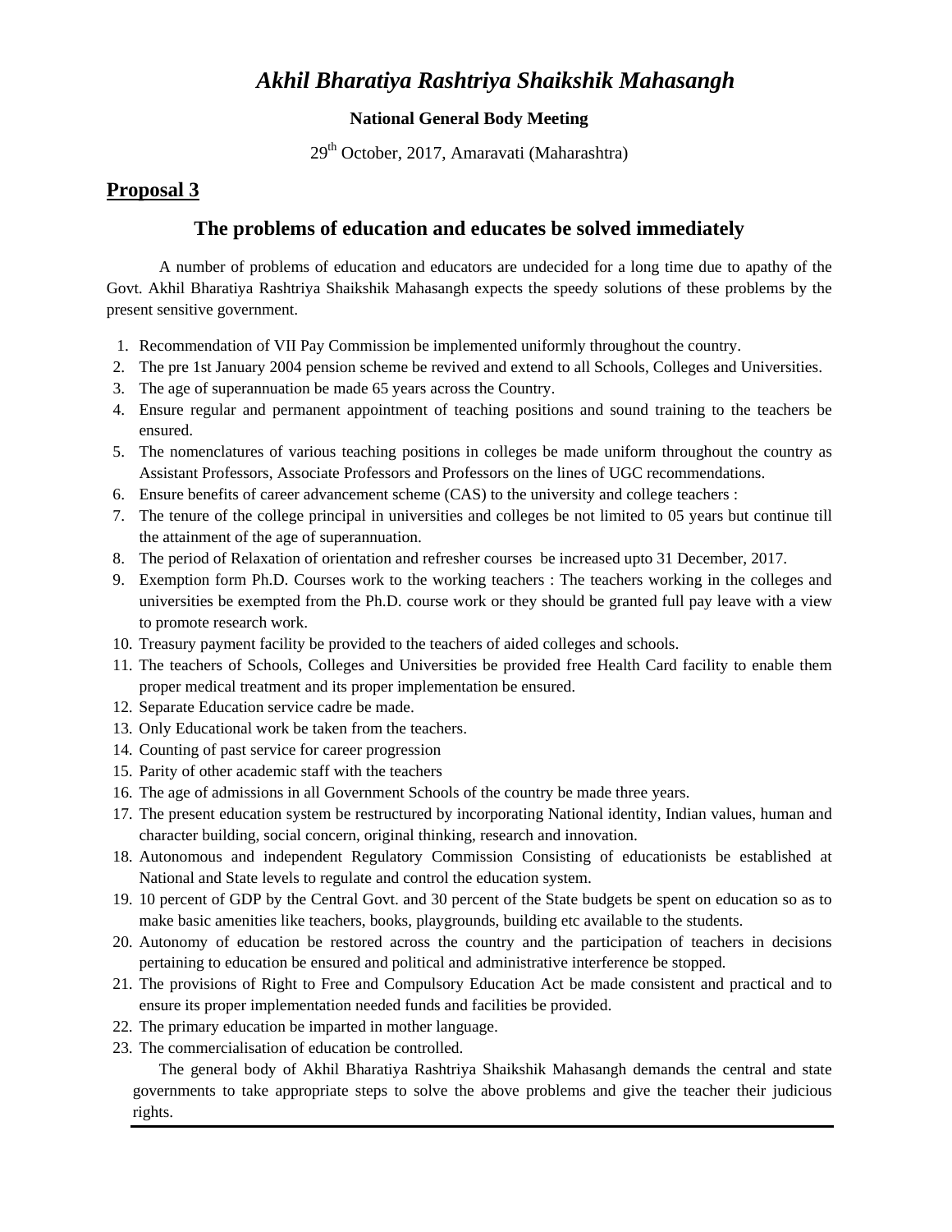# *Akhil Bharatiya Rashtriya Shaikshik Mahasangh*

**National General Body Meeting**

29th October, 2017, Amaravati (Maharashtra)

## Proposal 3

### The problems of education and educates be solved immediately

A number of problems of education and educators are undecided for a long time due to apathy of the Govt. Akhil Bharatiya Rashtriya Shaikshik Mahasangh expects the speedy solutions of these problems by the present sensitive government.

1. Recommendation of VII Pay Commission be implemented uniformly throughout the country.
2. The pre 1st January 2004 pension scheme be revived and extend to all Schools, Colleges and Universities.
3. The age of superannuation be made 65 years across the Country.
4. Ensure regular and permanent appointment of teaching positions and sound training to the teachers be ensured.
5. The nomenclatures of various teaching positions in colleges be made uniform throughout the country as Assistant Professors, Associate Professors and Professors on the lines of UGC recommendations.
6. Ensure benefits of career advancement scheme (CAS) to the university and college teachers :
7. The tenure of the college principal in universities and colleges be not limited to 05 years but continue till the attainment of the age of superannuation.
8. The period of Relaxation of orientation and refresher courses be increased upto 31 December, 2017.
9. Exemption form Ph.D. Courses work to the working teachers : The teachers working in the colleges and universities be exempted from the Ph.D. course work or they should be granted full pay leave with a view to promote research work.
10. Treasury payment facility be provided to the teachers of aided colleges and schools.
11. The teachers of Schools, Colleges and Universities be provided free Health Card facility to enable them proper medical treatment and its proper implementation be ensured.
12. Separate Education service cadre be made.
13. Only Educational work be taken from the teachers.
14. Counting of past service for career progression
15. Parity of other academic staff with the teachers
16. The age of admissions in all Government Schools of the country be made three years.
17. The present education system be restructured by incorporating National identity, Indian values, human and character building, social concern, original thinking, research and innovation.
18. Autonomous and independent Regulatory Commission Consisting of educationists be established at National and State levels to regulate and control the education system.
19. 10 percent of GDP by the Central Govt. and 30 percent of the State budgets be spent on education so as to make basic amenities like teachers, books, playgrounds, building etc available to the students.
20. Autonomy of education be restored across the country and the participation of teachers in decisions pertaining to education be ensured and political and administrative interference be stopped.
21. The provisions of Right to Free and Compulsory Education Act be made consistent and practical and to ensure its proper implementation needed funds and facilities be provided.
22. The primary education be imparted in mother language.
23. The commercialisation of education be controlled.

The general body of Akhil Bharatiya Rashtriya Shaikshik Mahasangh demands the central and state governments to take appropriate steps to solve the above problems and give the teacher their judicious rights.